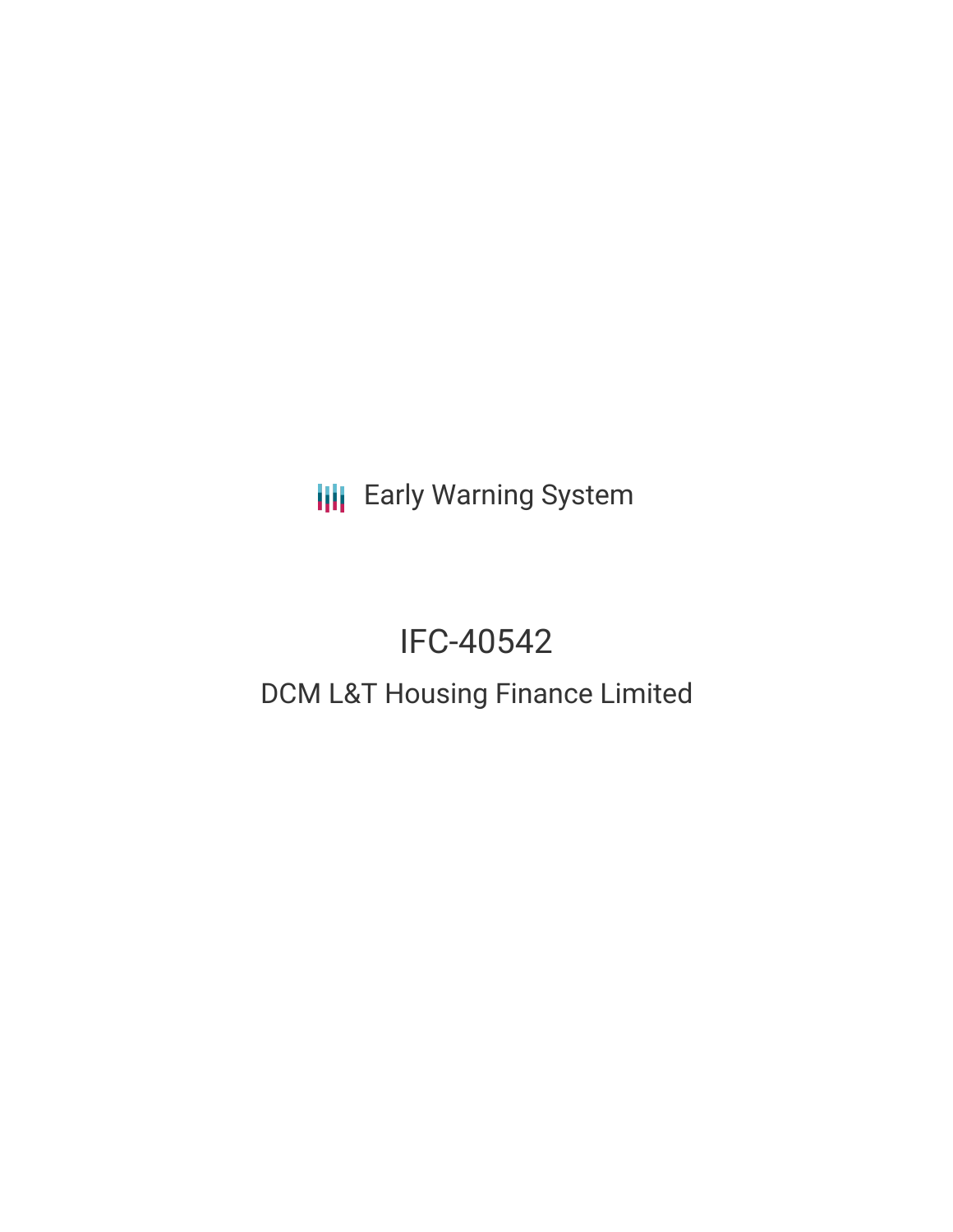Early Warning System

# IFC-40542

## DCM L&T Housing Finance Limited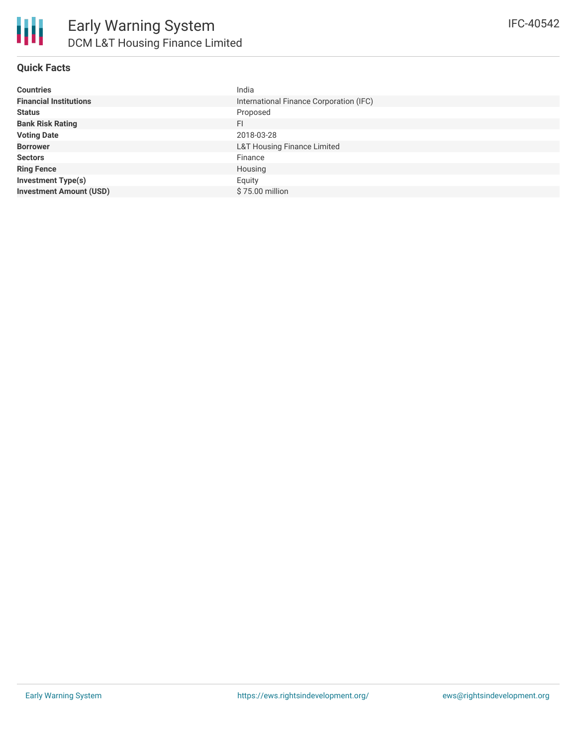# Early Warning System

## DCM L&T Housing Finance Limited

IFC-40542

### Quick Facts

| | |
|---|---|
| **Countries** | India |
| **Financial Institutions** | International Finance Corporation (IFC) |
| **Status** | Proposed |
| **Bank Risk Rating** | FI |
| **Voting Date** | 2018-03-28 |
| **Borrower** | L&T Housing Finance Limited |
| **Sectors** | Finance |
| **Ring Fence** | Housing |
| **Investment Type(s)** | Equity |
| **Investment Amount (USD)** | $ 75.00 million |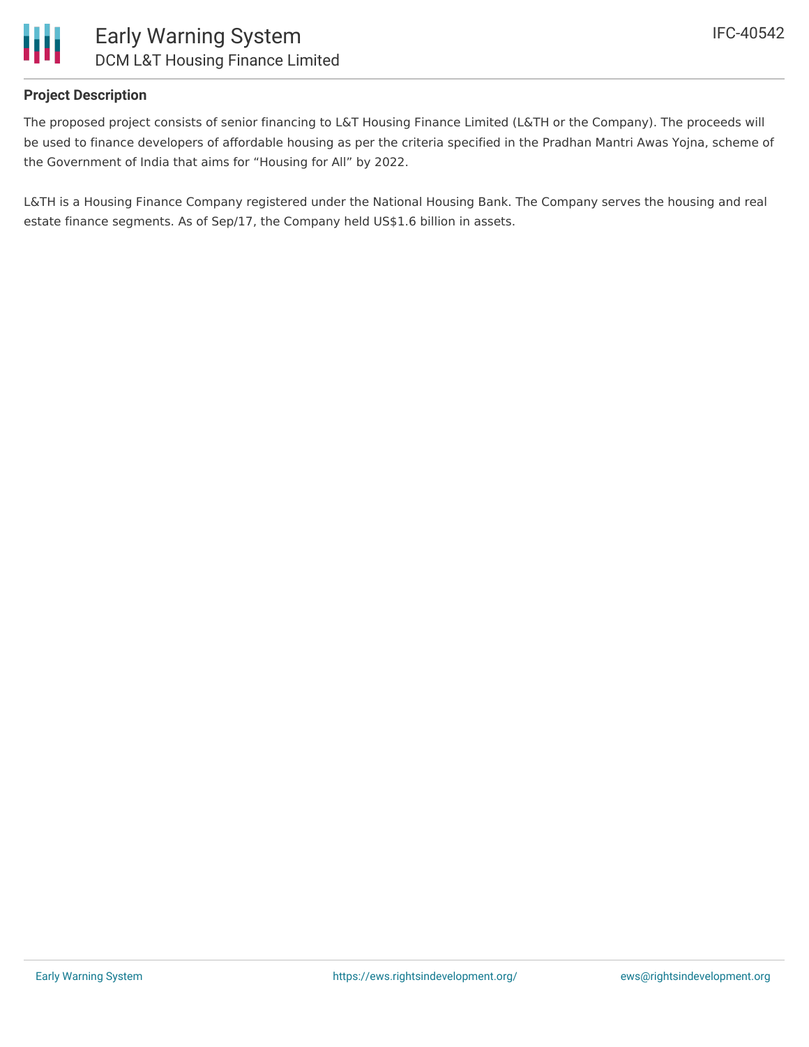## Project Description

The proposed project consists of senior financing to L&T Housing Finance Limited (L&TH or the Company). The proceeds will be used to finance developers of affordable housing as per the criteria specified in the Pradhan Mantri Awas Yojna, scheme of the Government of India that aims for "Housing for All" by 2022.

L&TH is a Housing Finance Company registered under the National Housing Bank. The Company serves the housing and real estate finance segments. As of Sep/17, the Company held US$1.6 billion in assets.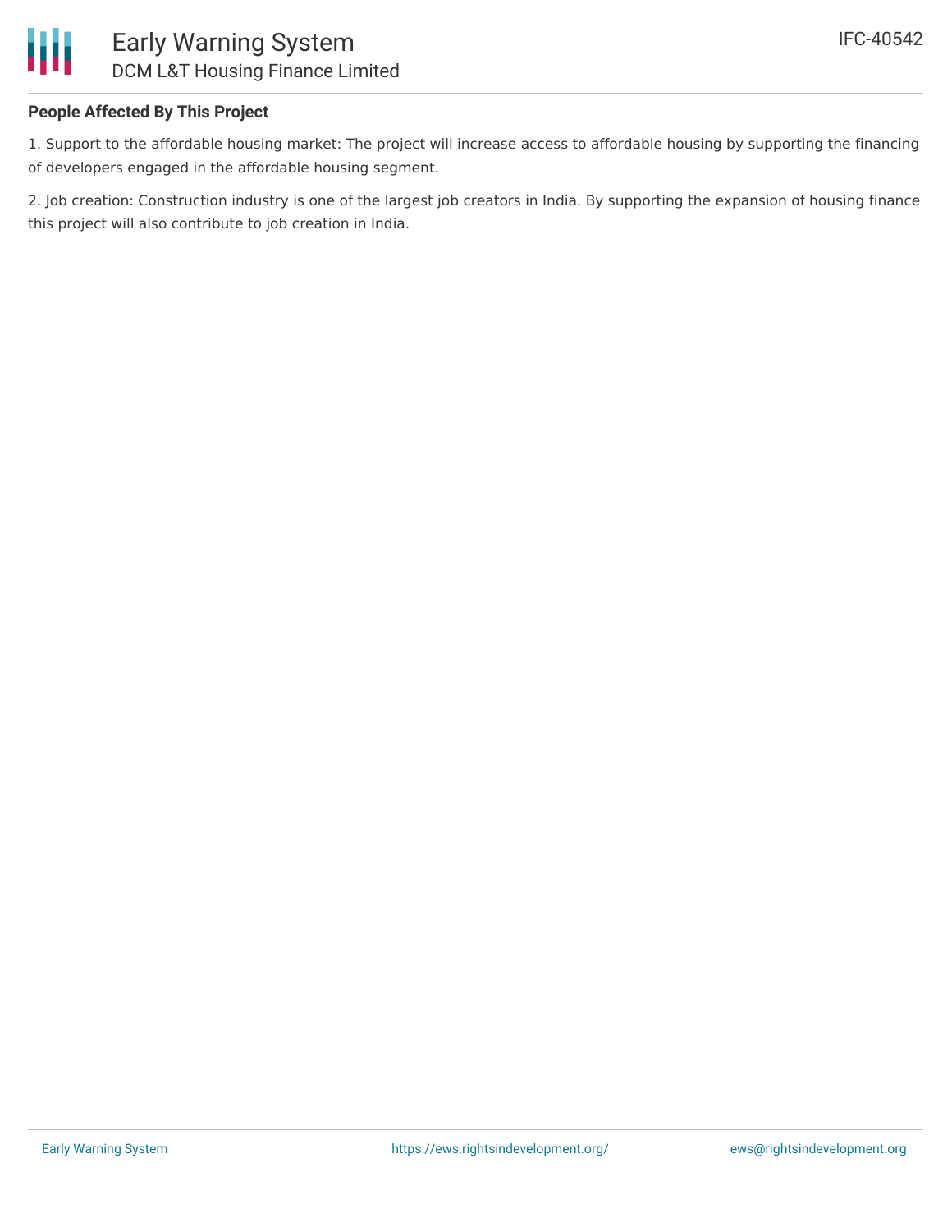### People Affected By This Project

1. Support to the affordable housing market: The project will increase access to affordable housing by supporting the financing of developers engaged in the affordable housing segment.

2. Job creation: Construction industry is one of the largest job creators in India. By supporting the expansion of housing finance this project will also contribute to job creation in India.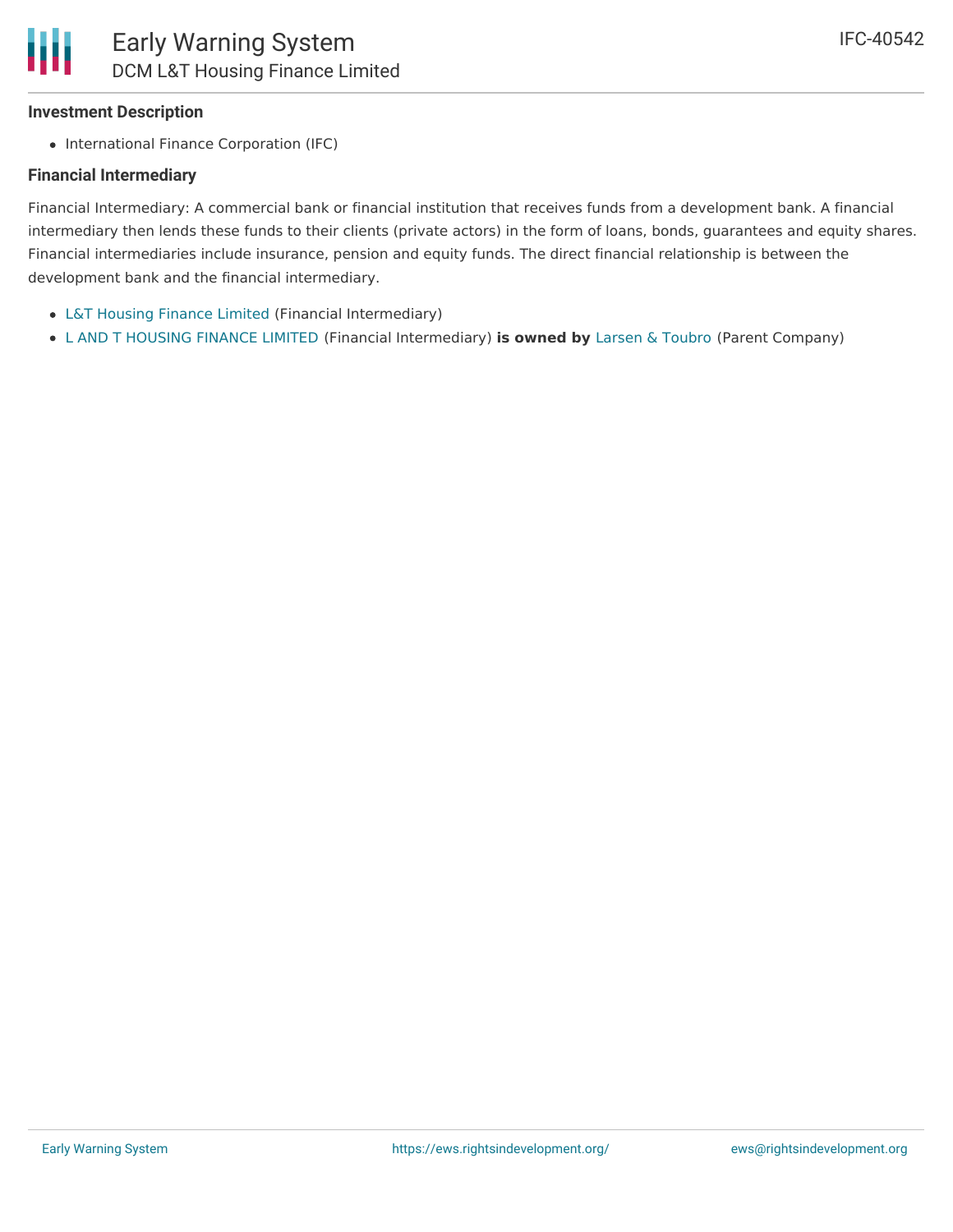### Investment Description

- International Finance Corporation (IFC)

### Financial Intermediary

Financial Intermediary: A commercial bank or financial institution that receives funds from a development bank. A financial intermediary then lends these funds to their clients (private actors) in the form of loans, bonds, guarantees and equity shares. Financial intermediaries include insurance, pension and equity funds. The direct financial relationship is between the development bank and the financial intermediary.

- L&T Housing Finance Limited (Financial Intermediary)
- L AND T HOUSING FINANCE LIMITED (Financial Intermediary) **is owned by** Larsen & Toubro (Parent Company)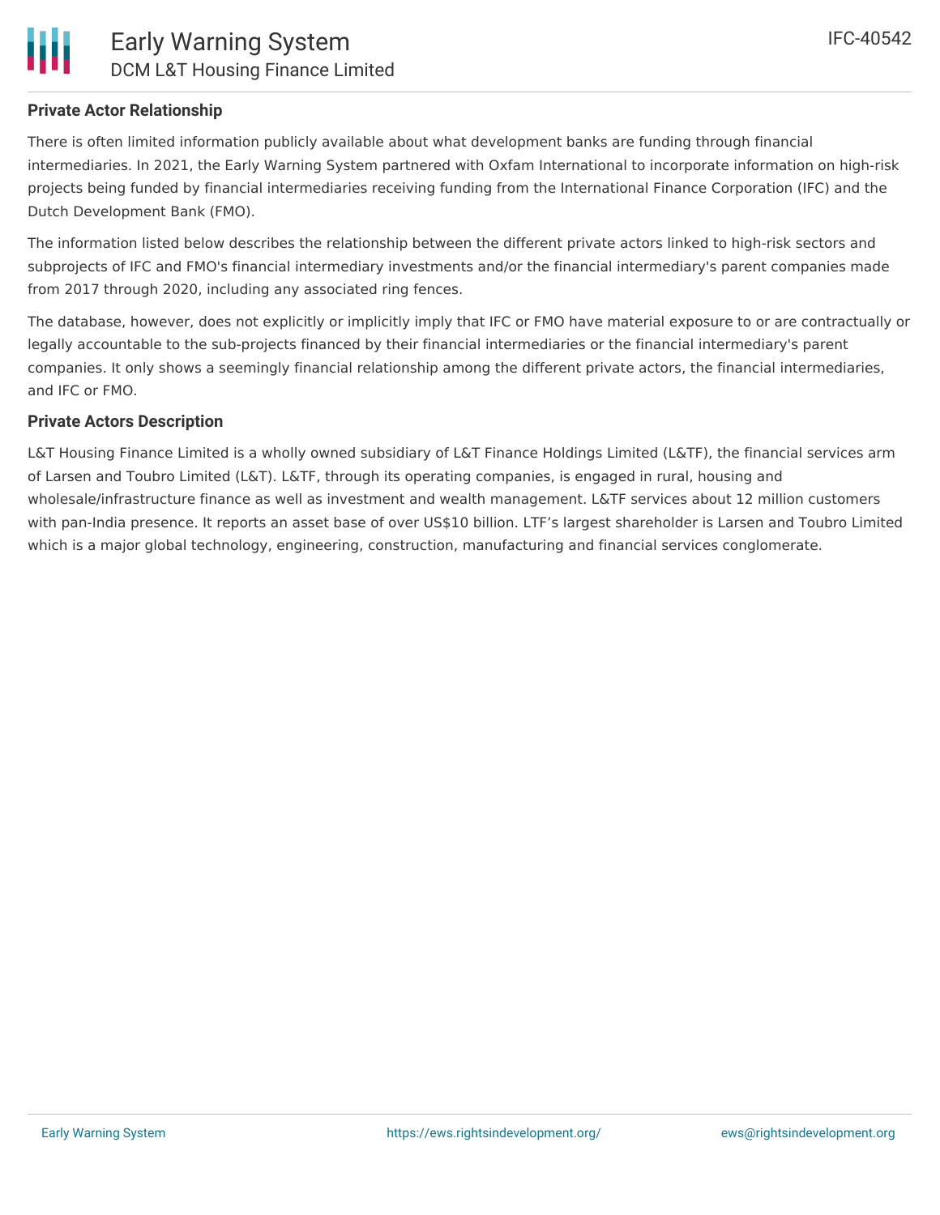## Private Actor Relationship

There is often limited information publicly available about what development banks are funding through financial intermediaries. In 2021, the Early Warning System partnered with Oxfam International to incorporate information on high-risk projects being funded by financial intermediaries receiving funding from the International Finance Corporation (IFC) and the Dutch Development Bank (FMO).

The information listed below describes the relationship between the different private actors linked to high-risk sectors and subprojects of IFC and FMO's financial intermediary investments and/or the financial intermediary's parent companies made from 2017 through 2020, including any associated ring fences.

The database, however, does not explicitly or implicitly imply that IFC or FMO have material exposure to or are contractually or legally accountable to the sub-projects financed by their financial intermediaries or the financial intermediary's parent companies. It only shows a seemingly financial relationship among the different private actors, the financial intermediaries, and IFC or FMO.

## Private Actors Description

L&T Housing Finance Limited is a wholly owned subsidiary of L&T Finance Holdings Limited (L&TF), the financial services arm of Larsen and Toubro Limited (L&T). L&TF, through its operating companies, is engaged in rural, housing and wholesale/infrastructure finance as well as investment and wealth management. L&TF services about 12 million customers with pan-India presence. It reports an asset base of over US$10 billion. LTF's largest shareholder is Larsen and Toubro Limited which is a major global technology, engineering, construction, manufacturing and financial services conglomerate.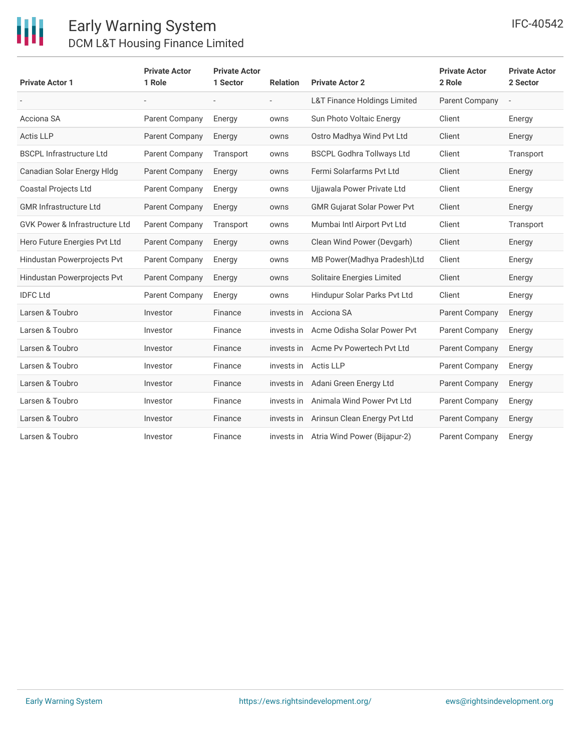| Private Actor 1 | Private Actor 1 Role | Private Actor 1 Sector | Relation | Private Actor 2 | Private Actor 2 Role | Private Actor 2 Sector |
|---|---|---|---|---|---|---|
| - | - | - | - | L&T Finance Holdings Limited | Parent Company | - |
| Acciona SA | Parent Company | Energy | owns | Sun Photo Voltaic Energy | Client | Energy |
| Actis LLP | Parent Company | Energy | owns | Ostro Madhya Wind Pvt Ltd | Client | Energy |
| BSCPL Infrastructure Ltd | Parent Company | Transport | owns | BSCPL Godhra Tollways Ltd | Client | Transport |
| Canadian Solar Energy Hldg | Parent Company | Energy | owns | Fermi Solarfarms Pvt Ltd | Client | Energy |
| Coastal Projects Ltd | Parent Company | Energy | owns | Ujjawala Power Private Ltd | Client | Energy |
| GMR Infrastructure Ltd | Parent Company | Energy | owns | GMR Gujarat Solar Power Pvt | Client | Energy |
| GVK Power & Infrastructure Ltd | Parent Company | Transport | owns | Mumbai Intl Airport Pvt Ltd | Client | Transport |
| Hero Future Energies Pvt Ltd | Parent Company | Energy | owns | Clean Wind Power (Devgarh) | Client | Energy |
| Hindustan Powerprojects Pvt | Parent Company | Energy | owns | MB Power(Madhya Pradesh)Ltd | Client | Energy |
| Hindustan Powerprojects Pvt | Parent Company | Energy | owns | Solitaire Energies Limited | Client | Energy |
| IDFC Ltd | Parent Company | Energy | owns | Hindupur Solar Parks Pvt Ltd | Client | Energy |
| Larsen & Toubro | Investor | Finance | invests in | Acciona SA | Parent Company | Energy |
| Larsen & Toubro | Investor | Finance | invests in | Acme Odisha Solar Power Pvt | Parent Company | Energy |
| Larsen & Toubro | Investor | Finance | invests in | Acme Pv Powertech Pvt Ltd | Parent Company | Energy |
| Larsen & Toubro | Investor | Finance | invests in | Actis LLP | Parent Company | Energy |
| Larsen & Toubro | Investor | Finance | invests in | Adani Green Energy Ltd | Parent Company | Energy |
| Larsen & Toubro | Investor | Finance | invests in | Animala Wind Power Pvt Ltd | Parent Company | Energy |
| Larsen & Toubro | Investor | Finance | invests in | Arinsun Clean Energy Pvt Ltd | Parent Company | Energy |
| Larsen & Toubro | Investor | Finance | invests in | Atria Wind Power (Bijapur-2) | Parent Company | Energy |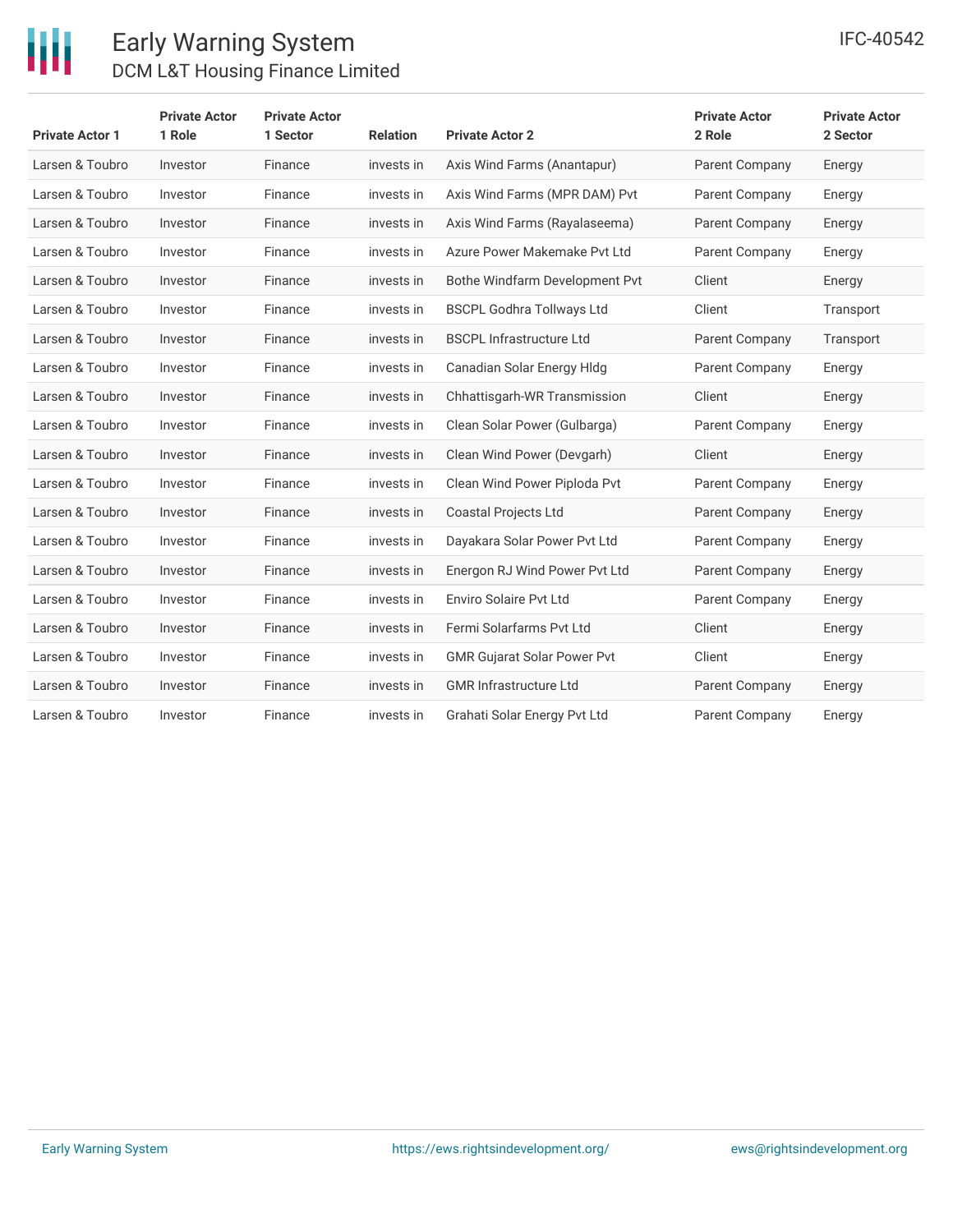| Private Actor 1 | Private Actor 1 Role | Private Actor 1 Sector | Relation | Private Actor 2 | Private Actor 2 Role | Private Actor 2 Sector |
|---|---|---|---|---|---|---|
| Larsen & Toubro | Investor | Finance | invests in | Axis Wind Farms (Anantapur) | Parent Company | Energy |
| Larsen & Toubro | Investor | Finance | invests in | Axis Wind Farms (MPR DAM) Pvt | Parent Company | Energy |
| Larsen & Toubro | Investor | Finance | invests in | Axis Wind Farms (Rayalaseema) | Parent Company | Energy |
| Larsen & Toubro | Investor | Finance | invests in | Azure Power Makemake Pvt Ltd | Parent Company | Energy |
| Larsen & Toubro | Investor | Finance | invests in | Bothe Windfarm Development Pvt | Client | Energy |
| Larsen & Toubro | Investor | Finance | invests in | BSCPL Godhra Tollways Ltd | Client | Transport |
| Larsen & Toubro | Investor | Finance | invests in | BSCPL Infrastructure Ltd | Parent Company | Transport |
| Larsen & Toubro | Investor | Finance | invests in | Canadian Solar Energy Hldg | Parent Company | Energy |
| Larsen & Toubro | Investor | Finance | invests in | Chhattisgarh-WR Transmission | Client | Energy |
| Larsen & Toubro | Investor | Finance | invests in | Clean Solar Power (Gulbarga) | Parent Company | Energy |
| Larsen & Toubro | Investor | Finance | invests in | Clean Wind Power (Devgarh) | Client | Energy |
| Larsen & Toubro | Investor | Finance | invests in | Clean Wind Power Piploda Pvt | Parent Company | Energy |
| Larsen & Toubro | Investor | Finance | invests in | Coastal Projects Ltd | Parent Company | Energy |
| Larsen & Toubro | Investor | Finance | invests in | Dayakara Solar Power Pvt Ltd | Parent Company | Energy |
| Larsen & Toubro | Investor | Finance | invests in | Energon RJ Wind Power Pvt Ltd | Parent Company | Energy |
| Larsen & Toubro | Investor | Finance | invests in | Enviro Solaire Pvt Ltd | Parent Company | Energy |
| Larsen & Toubro | Investor | Finance | invests in | Fermi Solarfarms Pvt Ltd | Client | Energy |
| Larsen & Toubro | Investor | Finance | invests in | GMR Gujarat Solar Power Pvt | Client | Energy |
| Larsen & Toubro | Investor | Finance | invests in | GMR Infrastructure Ltd | Parent Company | Energy |
| Larsen & Toubro | Investor | Finance | invests in | Grahati Solar Energy Pvt Ltd | Parent Company | Energy |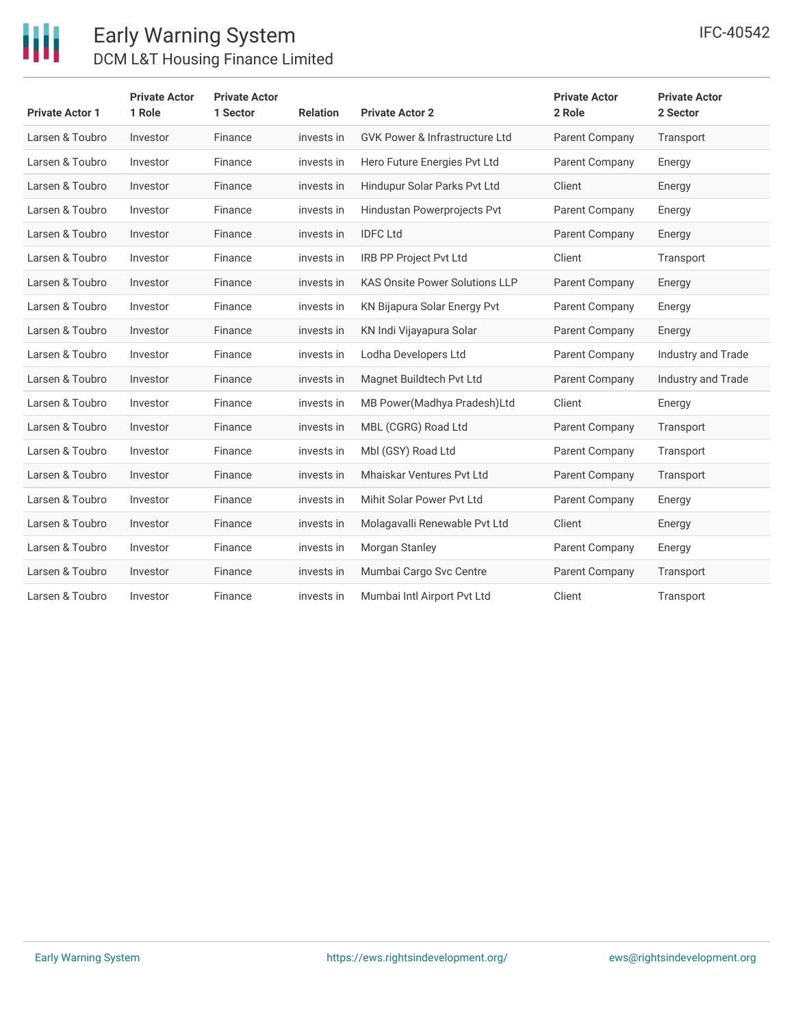| Private Actor 1 | Private Actor 1 Role | Private Actor 1 Sector | Relation | Private Actor 2 | Private Actor 2 Role | Private Actor 2 Sector |
|---|---|---|---|---|---|---|
| Larsen & Toubro | Investor | Finance | invests in | GVK Power & Infrastructure Ltd | Parent Company | Transport |
| Larsen & Toubro | Investor | Finance | invests in | Hero Future Energies Pvt Ltd | Parent Company | Energy |
| Larsen & Toubro | Investor | Finance | invests in | Hindupur Solar Parks Pvt Ltd | Client | Energy |
| Larsen & Toubro | Investor | Finance | invests in | Hindustan Powerprojects Pvt | Parent Company | Energy |
| Larsen & Toubro | Investor | Finance | invests in | IDFC Ltd | Parent Company | Energy |
| Larsen & Toubro | Investor | Finance | invests in | IRB PP Project Pvt Ltd | Client | Transport |
| Larsen & Toubro | Investor | Finance | invests in | KAS Onsite Power Solutions LLP | Parent Company | Energy |
| Larsen & Toubro | Investor | Finance | invests in | KN Bijapura Solar Energy Pvt | Parent Company | Energy |
| Larsen & Toubro | Investor | Finance | invests in | KN Indi Vijayapura Solar | Parent Company | Energy |
| Larsen & Toubro | Investor | Finance | invests in | Lodha Developers Ltd | Parent Company | Industry and Trade |
| Larsen & Toubro | Investor | Finance | invests in | Magnet Buildtech Pvt Ltd | Parent Company | Industry and Trade |
| Larsen & Toubro | Investor | Finance | invests in | MB Power(Madhya Pradesh)Ltd | Client | Energy |
| Larsen & Toubro | Investor | Finance | invests in | MBL (CGRG) Road Ltd | Parent Company | Transport |
| Larsen & Toubro | Investor | Finance | invests in | Mbl (GSY) Road Ltd | Parent Company | Transport |
| Larsen & Toubro | Investor | Finance | invests in | Mhaiskar Ventures Pvt Ltd | Parent Company | Transport |
| Larsen & Toubro | Investor | Finance | invests in | Mihit Solar Power Pvt Ltd | Parent Company | Energy |
| Larsen & Toubro | Investor | Finance | invests in | Molagavalli Renewable Pvt Ltd | Client | Energy |
| Larsen & Toubro | Investor | Finance | invests in | Morgan Stanley | Parent Company | Energy |
| Larsen & Toubro | Investor | Finance | invests in | Mumbai Cargo Svc Centre | Parent Company | Transport |
| Larsen & Toubro | Investor | Finance | invests in | Mumbai Intl Airport Pvt Ltd | Client | Transport |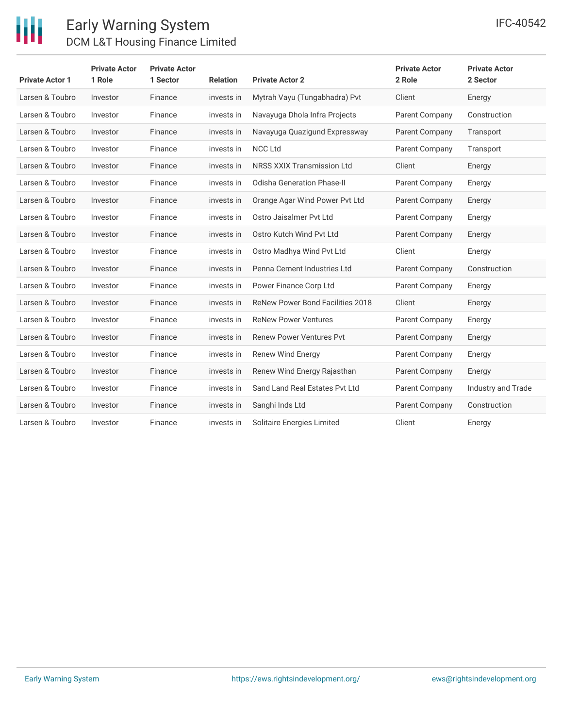| Private Actor 1 | Private Actor 1 Role | Private Actor 1 Sector | Relation | Private Actor 2 | Private Actor 2 Role | Private Actor 2 Sector |
|---|---|---|---|---|---|---|
| Larsen & Toubro | Investor | Finance | invests in | Mytrah Vayu (Tungabhadra) Pvt | Client | Energy |
| Larsen & Toubro | Investor | Finance | invests in | Navayuga Dhola Infra Projects | Parent Company | Construction |
| Larsen & Toubro | Investor | Finance | invests in | Navayuga Quazigund Expressway | Parent Company | Transport |
| Larsen & Toubro | Investor | Finance | invests in | NCC Ltd | Parent Company | Transport |
| Larsen & Toubro | Investor | Finance | invests in | NRSS XXIX Transmission Ltd | Client | Energy |
| Larsen & Toubro | Investor | Finance | invests in | Odisha Generation Phase-II | Parent Company | Energy |
| Larsen & Toubro | Investor | Finance | invests in | Orange Agar Wind Power Pvt Ltd | Parent Company | Energy |
| Larsen & Toubro | Investor | Finance | invests in | Ostro Jaisalmer Pvt Ltd | Parent Company | Energy |
| Larsen & Toubro | Investor | Finance | invests in | Ostro Kutch Wind Pvt Ltd | Parent Company | Energy |
| Larsen & Toubro | Investor | Finance | invests in | Ostro Madhya Wind Pvt Ltd | Client | Energy |
| Larsen & Toubro | Investor | Finance | invests in | Penna Cement Industries Ltd | Parent Company | Construction |
| Larsen & Toubro | Investor | Finance | invests in | Power Finance Corp Ltd | Parent Company | Energy |
| Larsen & Toubro | Investor | Finance | invests in | ReNew Power Bond Facilities 2018 | Client | Energy |
| Larsen & Toubro | Investor | Finance | invests in | ReNew Power Ventures | Parent Company | Energy |
| Larsen & Toubro | Investor | Finance | invests in | Renew Power Ventures Pvt | Parent Company | Energy |
| Larsen & Toubro | Investor | Finance | invests in | Renew Wind Energy | Parent Company | Energy |
| Larsen & Toubro | Investor | Finance | invests in | Renew Wind Energy Rajasthan | Parent Company | Energy |
| Larsen & Toubro | Investor | Finance | invests in | Sand Land Real Estates Pvt Ltd | Parent Company | Industry and Trade |
| Larsen & Toubro | Investor | Finance | invests in | Sanghi Inds Ltd | Parent Company | Construction |
| Larsen & Toubro | Investor | Finance | invests in | Solitaire Energies Limited | Client | Energy |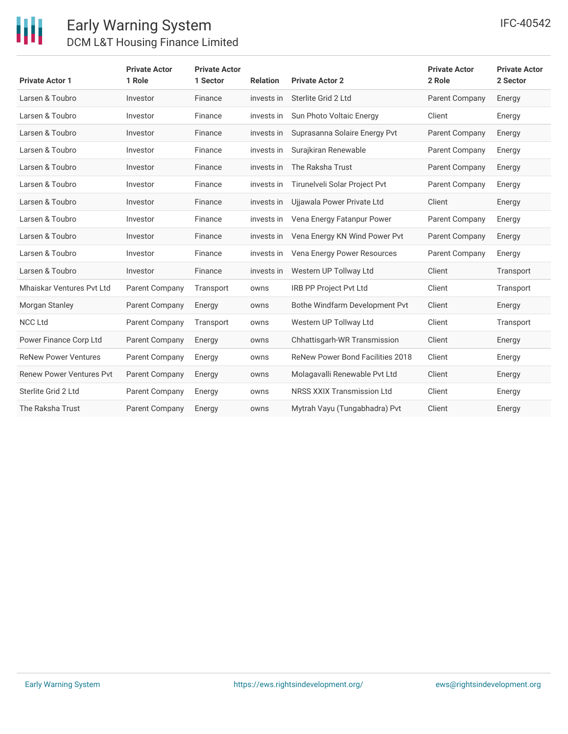| Private Actor 1 | Private Actor 1 Role | Private Actor 1 Sector | Relation | Private Actor 2 | Private Actor 2 Role | Private Actor 2 Sector |
|---|---|---|---|---|---|---|
| Larsen & Toubro | Investor | Finance | invests in | Sterlite Grid 2 Ltd | Parent Company | Energy |
| Larsen & Toubro | Investor | Finance | invests in | Sun Photo Voltaic Energy | Client | Energy |
| Larsen & Toubro | Investor | Finance | invests in | Suprasanna Solaire Energy Pvt | Parent Company | Energy |
| Larsen & Toubro | Investor | Finance | invests in | Surajkiran Renewable | Parent Company | Energy |
| Larsen & Toubro | Investor | Finance | invests in | The Raksha Trust | Parent Company | Energy |
| Larsen & Toubro | Investor | Finance | invests in | Tirunelveli Solar Project Pvt | Parent Company | Energy |
| Larsen & Toubro | Investor | Finance | invests in | Ujjawala Power Private Ltd | Client | Energy |
| Larsen & Toubro | Investor | Finance | invests in | Vena Energy Fatanpur Power | Parent Company | Energy |
| Larsen & Toubro | Investor | Finance | invests in | Vena Energy KN Wind Power Pvt | Parent Company | Energy |
| Larsen & Toubro | Investor | Finance | invests in | Vena Energy Power Resources | Parent Company | Energy |
| Larsen & Toubro | Investor | Finance | invests in | Western UP Tollway Ltd | Client | Transport |
| Mhaiskar Ventures Pvt Ltd | Parent Company | Transport | owns | IRB PP Project Pvt Ltd | Client | Transport |
| Morgan Stanley | Parent Company | Energy | owns | Bothe Windfarm Development Pvt | Client | Energy |
| NCC Ltd | Parent Company | Transport | owns | Western UP Tollway Ltd | Client | Transport |
| Power Finance Corp Ltd | Parent Company | Energy | owns | Chhattisgarh-WR Transmission | Client | Energy |
| ReNew Power Ventures | Parent Company | Energy | owns | ReNew Power Bond Facilities 2018 | Client | Energy |
| Renew Power Ventures Pvt | Parent Company | Energy | owns | Molagavalli Renewable Pvt Ltd | Client | Energy |
| Sterlite Grid 2 Ltd | Parent Company | Energy | owns | NRSS XXIX Transmission Ltd | Client | Energy |
| The Raksha Trust | Parent Company | Energy | owns | Mytrah Vayu (Tungabhadra) Pvt | Client | Energy |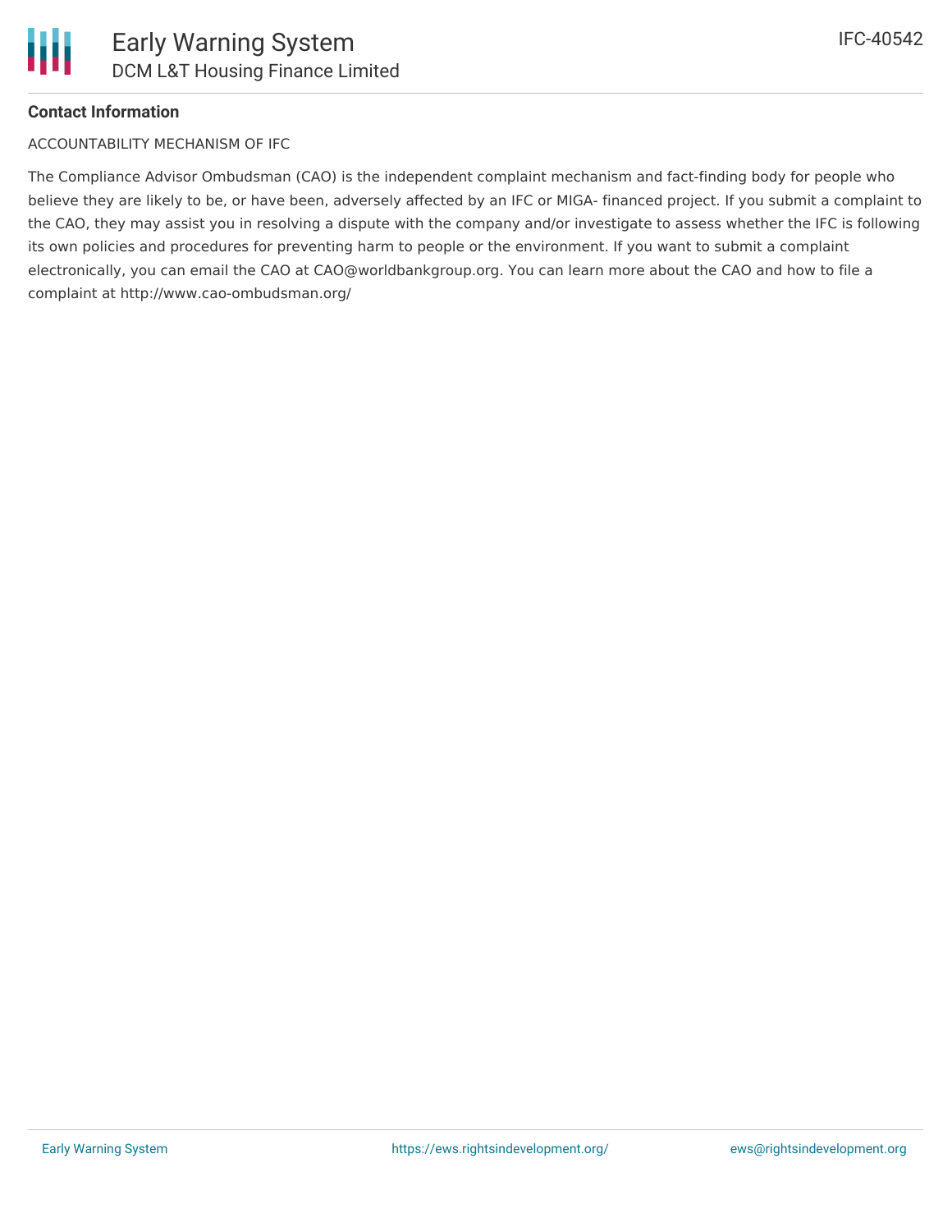**Contact Information**

ACCOUNTABILITY MECHANISM OF IFC

The Compliance Advisor Ombudsman (CAO) is the independent complaint mechanism and fact-finding body for people who believe they are likely to be, or have been, adversely affected by an IFC or MIGA- financed project. If you submit a complaint to the CAO, they may assist you in resolving a dispute with the company and/or investigate to assess whether the IFC is following its own policies and procedures for preventing harm to people or the environment. If you want to submit a complaint electronically, you can email the CAO at CAO@worldbankgroup.org. You can learn more about the CAO and how to file a complaint at http://www.cao-ombudsman.org/